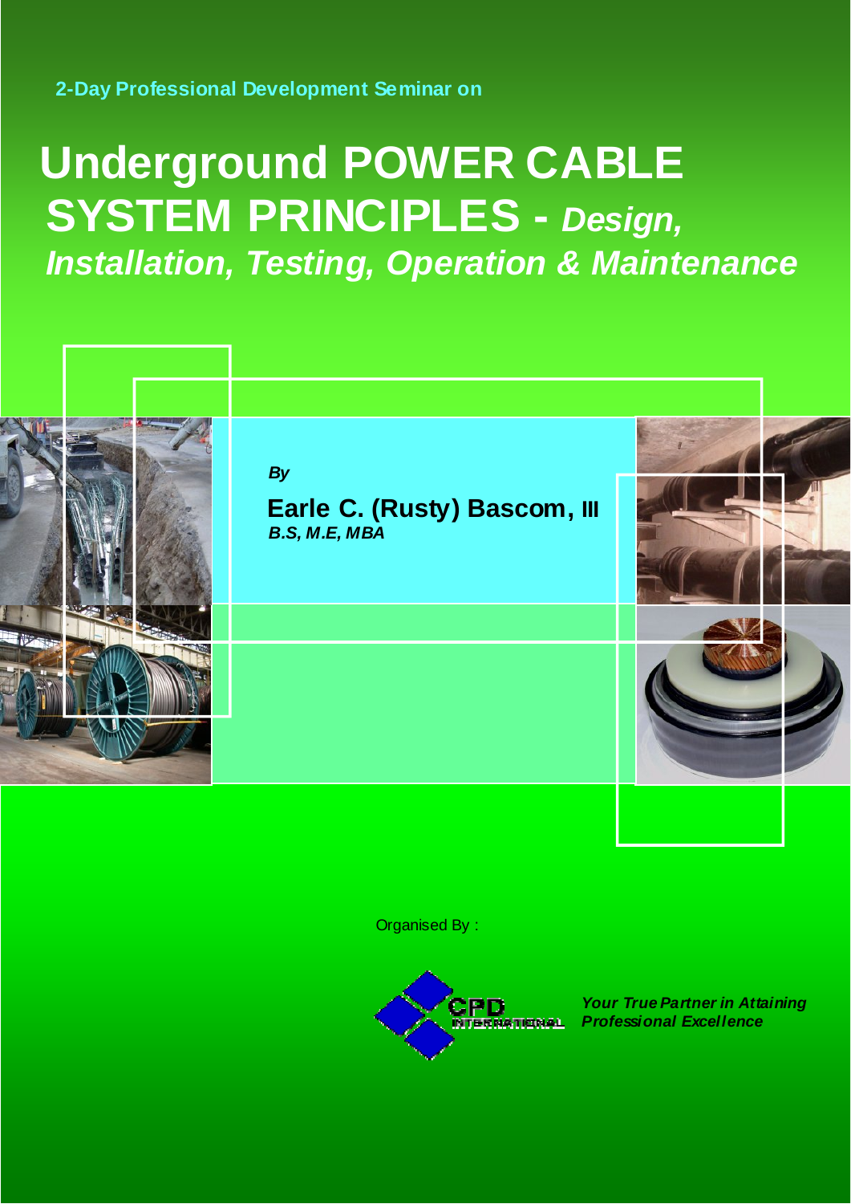2-Day Professional Development Seminar on

# Underground POWER CABLE SYSTEM PRINCIPLES - *Design, Installation, Testing, Operation & Maintenance*

***By***

**Earle C. (Rusty) Bascom, III**
***B.S, M.E, MBA***

Organised By :

CPD INTERNATIONAL

***Your True Partner in Attaining Professional Excellence***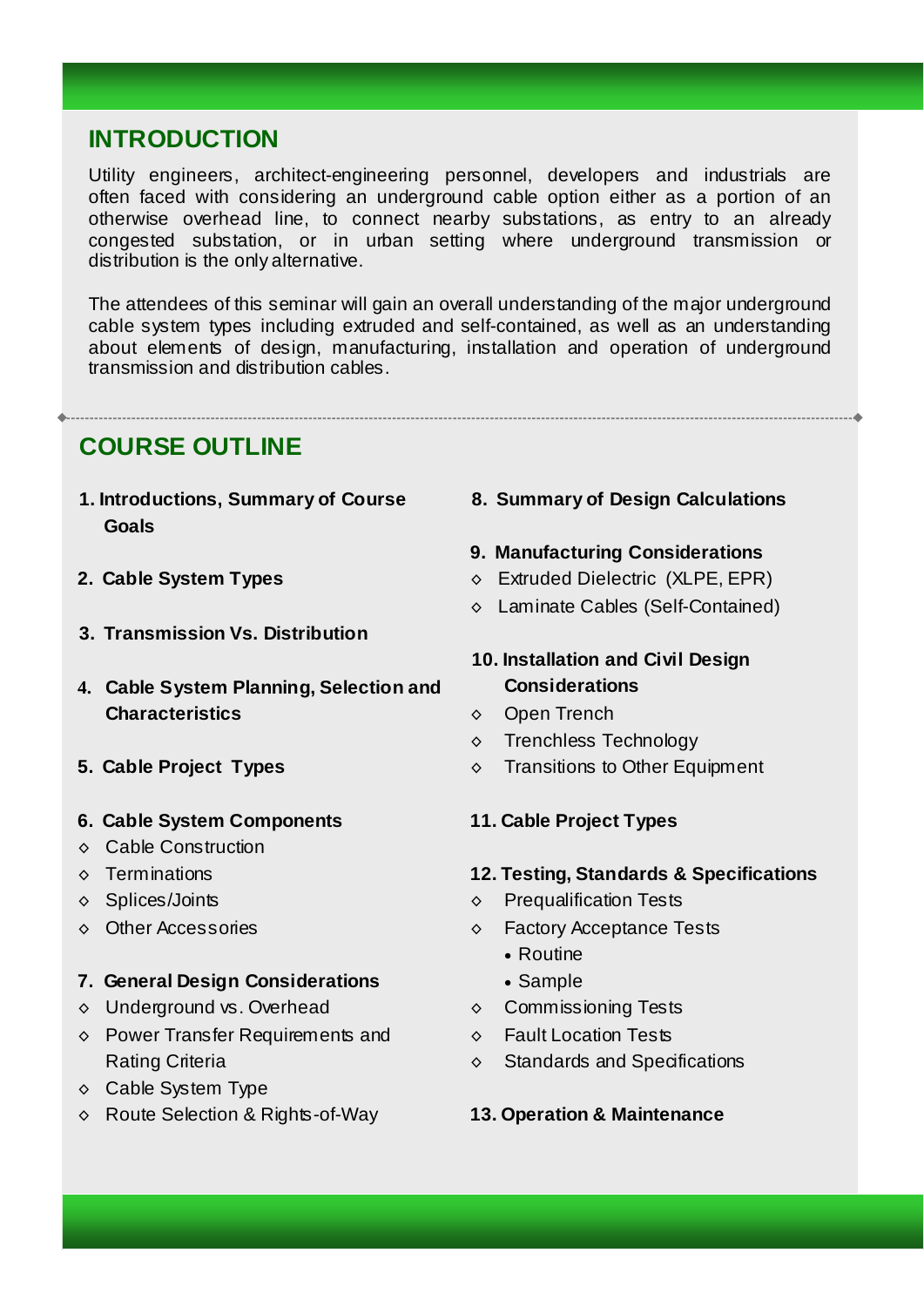## INTRODUCTION

Utility engineers, architect-engineering personnel, developers and industrials are often faced with considering an underground cable option either as a portion of an otherwise overhead line, to connect nearby substations, as entry to an already congested substation, or in urban setting where underground transmission or distribution is the only alternative.

The attendees of this seminar will gain an overall understanding of the major underground cable system types including extruded and self-contained, as well as an understanding about elements of design, manufacturing, installation and operation of underground transmission and distribution cables.

---

## COURSE OUTLINE

**1. Introductions, Summary of Course Goals**

**2. Cable System Types**

**3. Transmission Vs. Distribution**

**4. Cable System Planning, Selection and Characteristics**

**5. Cable Project Types**

**6. Cable System Components**

- Cable Construction
- Terminations
- Splices/Joints
- Other Accessories

**7. General Design Considerations**

- Underground vs. Overhead
- Power Transfer Requirements and Rating Criteria
- Cable System Type
- Route Selection & Rights-of-Way

**8. Summary of Design Calculations**

**9. Manufacturing Considerations**

- Extruded Dielectric (XLPE, EPR)
- Laminate Cables (Self-Contained)

**10. Installation and Civil Design Considerations**

- Open Trench
- Trenchless Technology
- Transitions to Other Equipment

**11. Cable Project Types**

**12. Testing, Standards & Specifications**

- Prequalification Tests
- Factory Acceptance Tests
  - Routine
  - Sample
- Commissioning Tests
- Fault Location Tests
- Standards and Specifications

**13. Operation & Maintenance**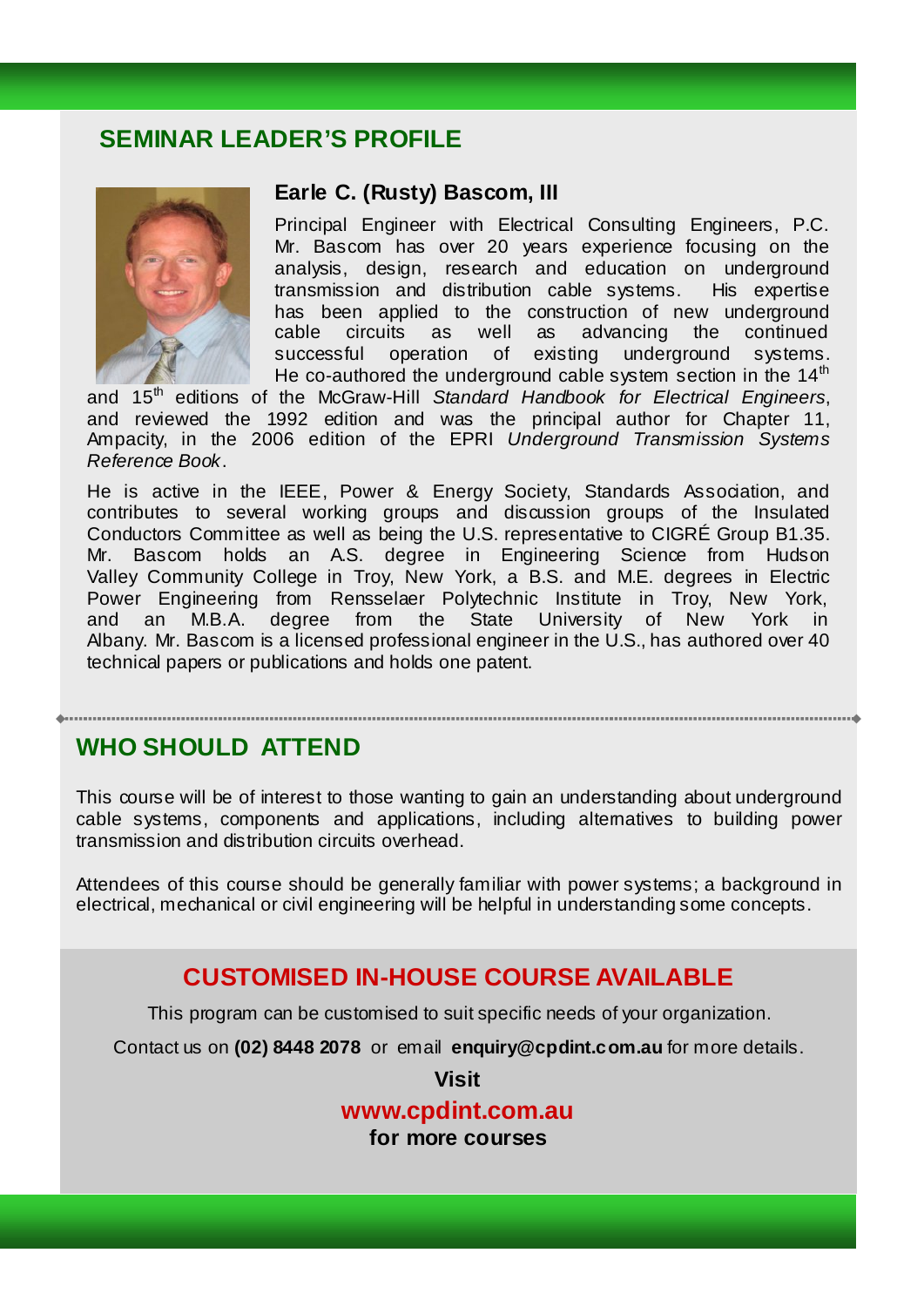## SEMINAR LEADER'S PROFILE

### Earle C. (Rusty) Bascom, III

Principal Engineer with Electrical Consulting Engineers, P.C. Mr. Bascom has over 20 years experience focusing on the analysis, design, research and education on underground transmission and distribution cable systems. His expertise has been applied to the construction of new underground cable circuits as well as advancing the continued successful operation of existing underground systems. He co-authored the underground cable system section in the 14th and 15th editions of the McGraw-Hill *Standard Handbook for Electrical Engineers*, and reviewed the 1992 edition and was the principal author for Chapter 11, Ampacity, in the 2006 edition of the EPRI *Underground Transmission Systems Reference Book*.

He is active in the IEEE, Power & Energy Society, Standards Association, and contributes to several working groups and discussion groups of the Insulated Conductors Committee as well as being the U.S. representative to CIGRÉ Group B1.35. Mr. Bascom holds an A.S. degree in Engineering Science from Hudson Valley Community College in Troy, New York, a B.S. and M.E. degrees in Electric Power Engineering from Rensselaer Polytechnic Institute in Troy, New York, and an M.B.A. degree from the State University of New York in Albany. Mr. Bascom is a licensed professional engineer in the U.S., has authored over 40 technical papers or publications and holds one patent.

## WHO SHOULD ATTEND

This course will be of interest to those wanting to gain an understanding about underground cable systems, components and applications, including alternatives to building power transmission and distribution circuits overhead.

Attendees of this course should be generally familiar with power systems; a background in electrical, mechanical or civil engineering will be helpful in understanding some concepts.

## CUSTOMISED IN-HOUSE COURSE AVAILABLE

This program can be customised to suit specific needs of your organization.

Contact us on **(02) 8448 2078** or email **enquiry@cpdint.com.au** for more details.

**Visit**

**www.cpdint.com.au**

**for more courses**